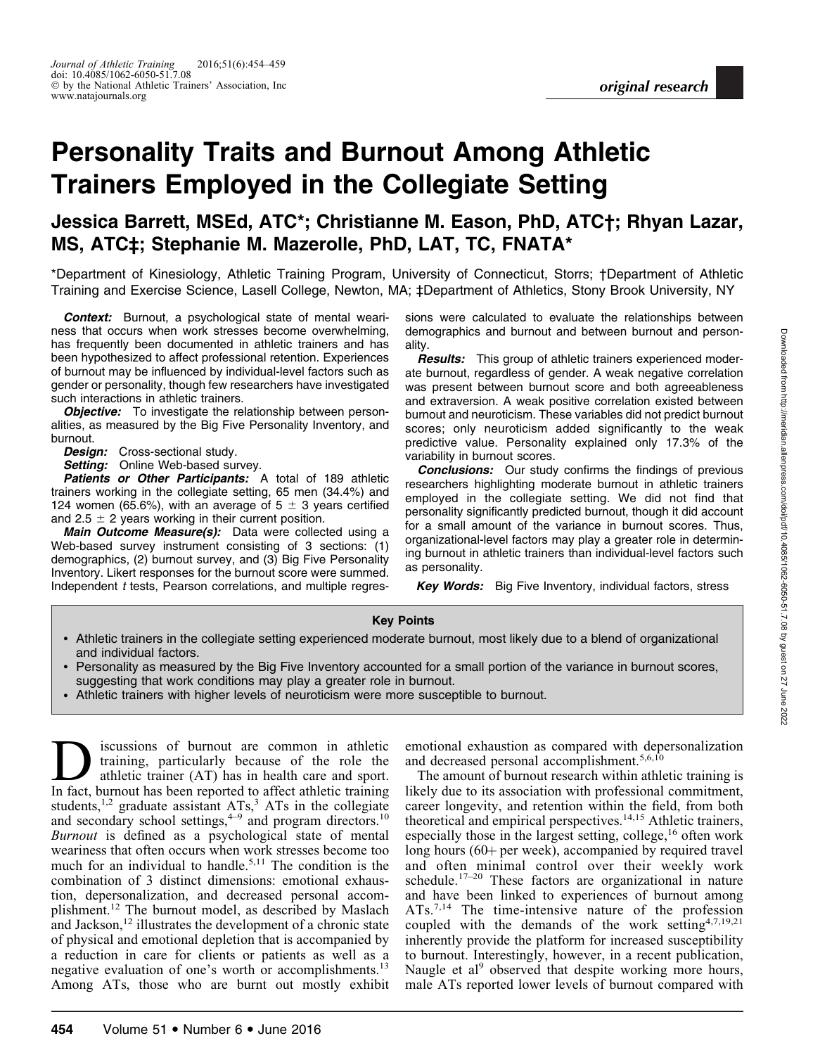original research

# Personality Traits and Burnout Among Athletic Trainers Employed in the Collegiate Setting

**Jessica Barrett, MSEd, ATC\*; Christianne M. Eason, PhD, ATC†; Rhyan Lazar, MS, ATC‡; Stephanie M. Mazerolle, PhD, LAT, TC, FNATA\***

\*Department of Kinesiology, Athletic Training Program, University of Connecticut, Storrs; †Department of Athletic Training and Exercise Science, Lasell College, Newton, MA; ‡Department of Athletics, Stony Brook University, NY

***Context:*** Burnout, a psychological state of mental weariness that occurs when work stresses become overwhelming, has frequently been documented in athletic trainers and has been hypothesized to affect professional retention. Experiences of burnout may be influenced by individual-level factors such as gender or personality, though few researchers have investigated such interactions in athletic trainers.

***Objective:*** To investigate the relationship between personalities, as measured by the Big Five Personality Inventory, and burnout.

***Design:*** Cross-sectional study.

***Setting:*** Online Web-based survey.

***Patients or Other Participants:*** A total of 189 athletic trainers working in the collegiate setting, 65 men (34.4%) and 124 women (65.6%), with an average of $5 \pm 3$ years certified and $2.5 \pm 2$ years working in their current position.

***Main Outcome Measure(s):*** Data were collected using a Web-based survey instrument consisting of 3 sections: (1) demographics, (2) burnout survey, and (3) Big Five Personality Inventory. Likert responses for the burnout score were summed. Independent *t* tests, Pearson correlations, and multiple regressions were calculated to evaluate the relationships between demographics and burnout and between burnout and personality.

***Results:*** This group of athletic trainers experienced moderate burnout, regardless of gender. A weak negative correlation was present between burnout score and both agreeableness and extraversion. A weak positive correlation existed between burnout and neuroticism. These variables did not predict burnout scores; only neuroticism added significantly to the weak predictive value. Personality explained only 17.3% of the variability in burnout scores.

***Conclusions:*** Our study confirms the findings of previous researchers highlighting moderate burnout in athletic trainers employed in the collegiate setting. We did not find that personality significantly predicted burnout, though it did account for a small amount of the variance in burnout scores. Thus, organizational-level factors may play a greater role in determining burnout in athletic trainers than individual-level factors such as personality.

***Key Words:*** Big Five Inventory, individual factors, stress

**Key Points**

- Athletic trainers in the collegiate setting experienced moderate burnout, most likely due to a blend of organizational and individual factors.
- Personality as measured by the Big Five Inventory accounted for a small portion of the variance in burnout scores, suggesting that work conditions may play a greater role in burnout.
- Athletic trainers with higher levels of neuroticism were more susceptible to burnout.

Discussions of burnout are common in athletic training, particularly because of the role the athletic trainer (AT) has in health care and sport. In fact, burnout has been reported to affect athletic training students,[1,2] graduate assistant ATs,[3] ATs in the collegiate and secondary school settings,[4–9] and program directors.[10] *Burnout* is defined as a psychological state of mental weariness that often occurs when work stresses become too much for an individual to handle.[5,11] The condition is the combination of 3 distinct dimensions: emotional exhaustion, depersonalization, and decreased personal accomplishment.[12] The burnout model, as described by Maslach and Jackson,[12] illustrates the development of a chronic state of physical and emotional depletion that is accompanied by a reduction in care for clients or patients as well as a negative evaluation of one's worth or accomplishments.[13] Among ATs, those who are burnt out mostly exhibit emotional exhaustion as compared with depersonalization and decreased personal accomplishment.[5,6,10]

The amount of burnout research within athletic training is likely due to its association with professional commitment, career longevity, and retention within the field, from both theoretical and empirical perspectives.[14,15] Athletic trainers, especially those in the largest setting, college,[16] often work long hours (60+ per week), accompanied by required travel and often minimal control over their weekly work schedule.[17–20] These factors are organizational in nature and have been linked to experiences of burnout among ATs.[7,14] The time-intensive nature of the profession coupled with the demands of the work setting[4,7,19,21] inherently provide the platform for increased susceptibility to burnout. Interestingly, however, in a recent publication, Naugle et al[9] observed that despite working more hours, male ATs reported lower levels of burnout compared with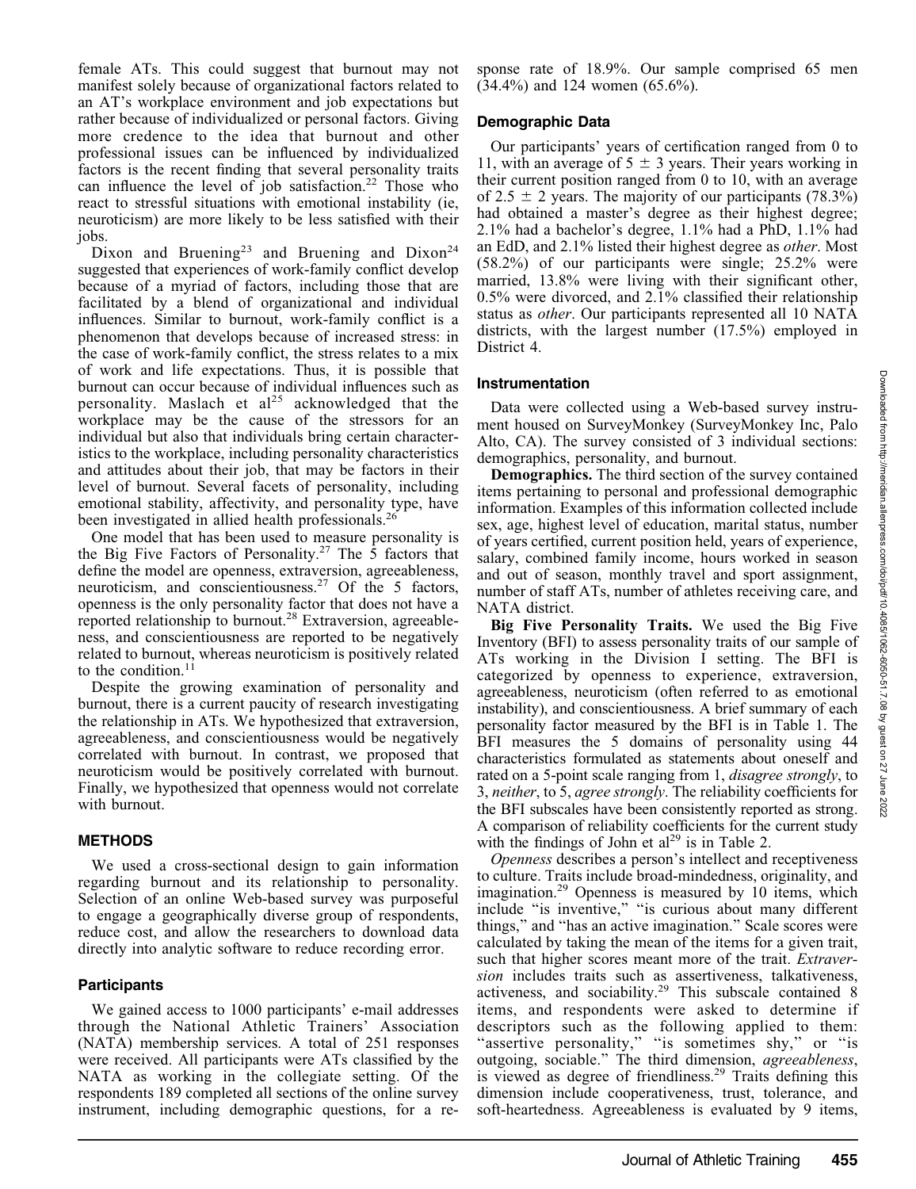female ATs. This could suggest that burnout may not manifest solely because of organizational factors related to an AT's workplace environment and job expectations but rather because of individualized or personal factors. Giving more credence to the idea that burnout and other professional issues can be influenced by individualized factors is the recent finding that several personality traits can influence the level of job satisfaction.[22] Those who react to stressful situations with emotional instability (ie, neuroticism) are more likely to be less satisfied with their jobs.

Dixon and Bruening[23] and Bruening and Dixon[24] suggested that experiences of work-family conflict develop because of a myriad of factors, including those that are facilitated by a blend of organizational and individual influences. Similar to burnout, work-family conflict is a phenomenon that develops because of increased stress: in the case of work-family conflict, the stress relates to a mix of work and life expectations. Thus, it is possible that burnout can occur because of individual influences such as personality. Maslach et al[25] acknowledged that the workplace may be the cause of the stressors for an individual but also that individuals bring certain characteristics to the workplace, including personality characteristics and attitudes about their job, that may be factors in their level of burnout. Several facets of personality, including emotional stability, affectivity, and personality type, have been investigated in allied health professionals.[26]

One model that has been used to measure personality is the Big Five Factors of Personality.[27] The 5 factors that define the model are openness, extraversion, agreeableness, neuroticism, and conscientiousness.[27] Of the 5 factors, openness is the only personality factor that does not have a reported relationship to burnout.[28] Extraversion, agreeableness, and conscientiousness are reported to be negatively related to burnout, whereas neuroticism is positively related to the condition.[11]

Despite the growing examination of personality and burnout, there is a current paucity of research investigating the relationship in ATs. We hypothesized that extraversion, agreeableness, and conscientiousness would be negatively correlated with burnout. In contrast, we proposed that neuroticism would be positively correlated with burnout. Finally, we hypothesized that openness would not correlate with burnout.

## METHODS

We used a cross-sectional design to gain information regarding burnout and its relationship to personality. Selection of an online Web-based survey was purposeful to engage a geographically diverse group of respondents, reduce cost, and allow the researchers to download data directly into analytic software to reduce recording error.

### Participants

We gained access to 1000 participants' e-mail addresses through the National Athletic Trainers' Association (NATA) membership services. A total of 251 responses were received. All participants were ATs classified by the NATA as working in the collegiate setting. Of the respondents 189 completed all sections of the online survey instrument, including demographic questions, for a response rate of 18.9%. Our sample comprised 65 men (34.4%) and 124 women (65.6%).

### Demographic Data

Our participants' years of certification ranged from 0 to 11, with an average of 5 ± 3 years. Their years working in their current position ranged from 0 to 10, with an average of 2.5 ± 2 years. The majority of our participants (78.3%) had obtained a master's degree as their highest degree; 2.1% had a bachelor's degree, 1.1% had a PhD, 1.1% had an EdD, and 2.1% listed their highest degree as *other*. Most (58.2%) of our participants were single; 25.2% were married, 13.8% were living with their significant other, 0.5% were divorced, and 2.1% classified their relationship status as *other*. Our participants represented all 10 NATA districts, with the largest number (17.5%) employed in District 4.

### Instrumentation

Data were collected using a Web-based survey instrument housed on SurveyMonkey (SurveyMonkey Inc, Palo Alto, CA). The survey consisted of 3 individual sections: demographics, personality, and burnout.

**Demographics.** The third section of the survey contained items pertaining to personal and professional demographic information. Examples of this information collected include sex, age, highest level of education, marital status, number of years certified, current position held, years of experience, salary, combined family income, hours worked in season and out of season, monthly travel and sport assignment, number of staff ATs, number of athletes receiving care, and NATA district.

**Big Five Personality Traits.** We used the Big Five Inventory (BFI) to assess personality traits of our sample of ATs working in the Division I setting. The BFI is categorized by openness to experience, extraversion, agreeableness, neuroticism (often referred to as emotional instability), and conscientiousness. A brief summary of each personality factor measured by the BFI is in Table 1. The BFI measures the 5 domains of personality using 44 characteristics formulated as statements about oneself and rated on a 5-point scale ranging from 1, *disagree strongly*, to 3, *neither*, to 5, *agree strongly*. The reliability coefficients for the BFI subscales have been consistently reported as strong. A comparison of reliability coefficients for the current study with the findings of John et al[29] is in Table 2.

*Openness* describes a person's intellect and receptiveness to culture. Traits include broad-mindedness, originality, and imagination.[29] Openness is measured by 10 items, which include "is inventive," "is curious about many different things," and "has an active imagination." Scale scores were calculated by taking the mean of the items for a given trait, such that higher scores meant more of the trait. *Extraversion* includes traits such as assertiveness, talkativeness, activeness, and sociability.[29] This subscale contained 8 items, and respondents were asked to determine if descriptors such as the following applied to them: "assertive personality," "is sometimes shy," or "is outgoing, sociable." The third dimension, *agreeableness*, is viewed as degree of friendliness.[29] Traits defining this dimension include cooperativeness, trust, tolerance, and soft-heartedness. Agreeableness is evaluated by 9 items,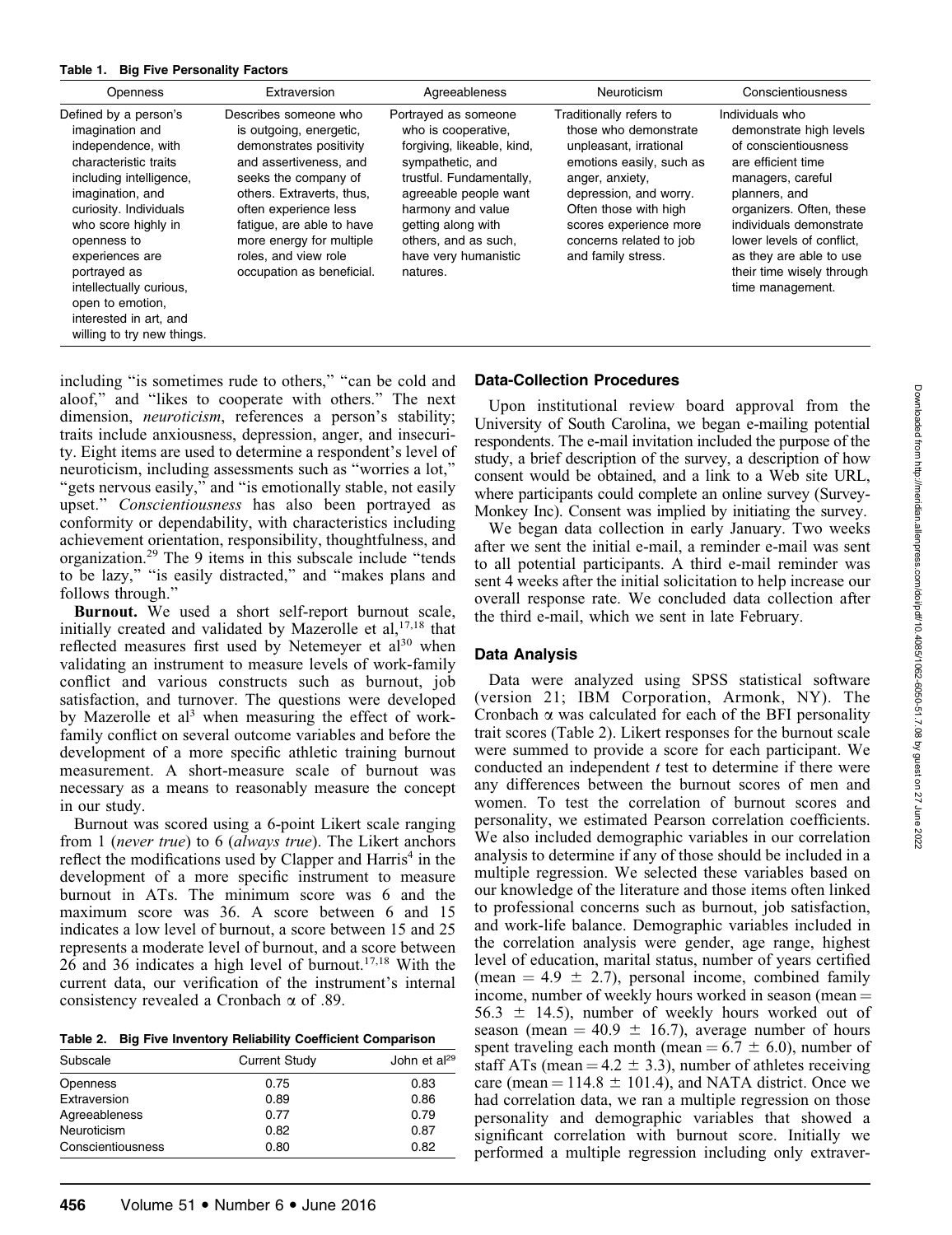**Table 1. Big Five Personality Factors**

| Openness | Extraversion | Agreeableness | Neuroticism | Conscientiousness |
|---|---|---|---|---|
| Defined by a person's imagination and independence, with characteristic traits including intelligence, imagination, and curiosity. Individuals who score highly in openness to experiences are portrayed as intellectually curious, open to emotion, interested in art, and willing to try new things. | Describes someone who is outgoing, energetic, demonstrates positivity and assertiveness, and seeks the company of others. Extraverts, thus, often experience less fatigue, are able to have more energy for multiple roles, and view role occupation as beneficial. | Portrayed as someone who is cooperative, forgiving, likeable, kind, sympathetic, and trustful. Fundamentally, agreeable people want harmony and value getting along with others, and as such, have very humanistic natures. | Traditionally refers to those who demonstrate unpleasant, irrational emotions easily, such as anger, anxiety, depression, and worry. Often those with high scores experience more concerns related to job and family stress. | Individuals who demonstrate high levels of conscientiousness are efficient time managers, careful planners, and organizers. Often, these individuals demonstrate lower levels of conflict, as they are able to use their time wisely through time management. |

including "is sometimes rude to others," "can be cold and aloof," and "likes to cooperate with others." The next dimension, *neuroticism*, references a person's stability; traits include anxiousness, depression, anger, and insecurity. Eight items are used to determine a respondent's level of neuroticism, including assessments such as "worries a lot," "gets nervous easily," and "is emotionally stable, not easily upset." *Conscientiousness* has also been portrayed as conformity or dependability, with characteristics including achievement orientation, responsibility, thoughtfulness, and organization.[29] The 9 items in this subscale include "tends to be lazy," "is easily distracted," and "makes plans and follows through."

**Burnout.** We used a short self-report burnout scale, initially created and validated by Mazerolle et al,[17,18] that reflected measures first used by Netemeyer et al[30] when validating an instrument to measure levels of work-family conflict and various constructs such as burnout, job satisfaction, and turnover. The questions were developed by Mazerolle et al[3] when measuring the effect of work-family conflict on several outcome variables and before the development of a more specific athletic training burnout measurement. A short-measure scale of burnout was necessary as a means to reasonably measure the concept in our study.

Burnout was scored using a 6-point Likert scale ranging from 1 (*never true*) to 6 (*always true*). The Likert anchors reflect the modifications used by Clapper and Harris[4] in the development of a more specific instrument to measure burnout in ATs. The minimum score was 6 and the maximum score was 36. A score between 6 and 15 indicates a low level of burnout, a score between 15 and 25 represents a moderate level of burnout, and a score between 26 and 36 indicates a high level of burnout.[17,18] With the current data, our verification of the instrument's internal consistency revealed a Cronbach $\alpha$ of .89.

**Table 2. Big Five Inventory Reliability Coefficient Comparison**

| Subscale | Current Study | John et al[29] |
|---|---|---|
| Openness | 0.75 | 0.83 |
| Extraversion | 0.89 | 0.86 |
| Agreeableness | 0.77 | 0.79 |
| Neuroticism | 0.82 | 0.87 |
| Conscientiousness | 0.80 | 0.82 |

## Data-Collection Procedures

Upon institutional review board approval from the University of South Carolina, we began e-mailing potential respondents. The e-mail invitation included the purpose of the study, a brief description of the survey, a description of how consent would be obtained, and a link to a Web site URL, where participants could complete an online survey (Survey-Monkey Inc). Consent was implied by initiating the survey.

We began data collection in early January. Two weeks after we sent the initial e-mail, a reminder e-mail was sent to all potential participants. A third e-mail reminder was sent 4 weeks after the initial solicitation to help increase our overall response rate. We concluded data collection after the third e-mail, which we sent in late February.

## Data Analysis

Data were analyzed using SPSS statistical software (version 21; IBM Corporation, Armonk, NY). The Cronbach $\alpha$ was calculated for each of the BFI personality trait scores (Table 2). Likert responses for the burnout scale were summed to provide a score for each participant. We conducted an independent *t* test to determine if there were any differences between the burnout scores of men and women. To test the correlation of burnout scores and personality, we estimated Pearson correlation coefficients. We also included demographic variables in our correlation analysis to determine if any of those should be included in a multiple regression. We selected these variables based on our knowledge of the literature and those items often linked to professional concerns such as burnout, job satisfaction, and work-life balance. Demographic variables included in the correlation analysis were gender, age range, highest level of education, marital status, number of years certified (mean = 4.9 $\pm$ 2.7), personal income, combined family income, number of weekly hours worked in season (mean = 56.3 $\pm$ 14.5), number of weekly hours worked out of season (mean = 40.9 $\pm$ 16.7), average number of hours spent traveling each month (mean = 6.7 $\pm$ 6.0), number of staff ATs (mean = 4.2 $\pm$ 3.3), number of athletes receiving care (mean = 114.8 $\pm$ 101.4), and NATA district. Once we had correlation data, we ran a multiple regression on those personality and demographic variables that showed a significant correlation with burnout score. Initially we performed a multiple regression including only extraver-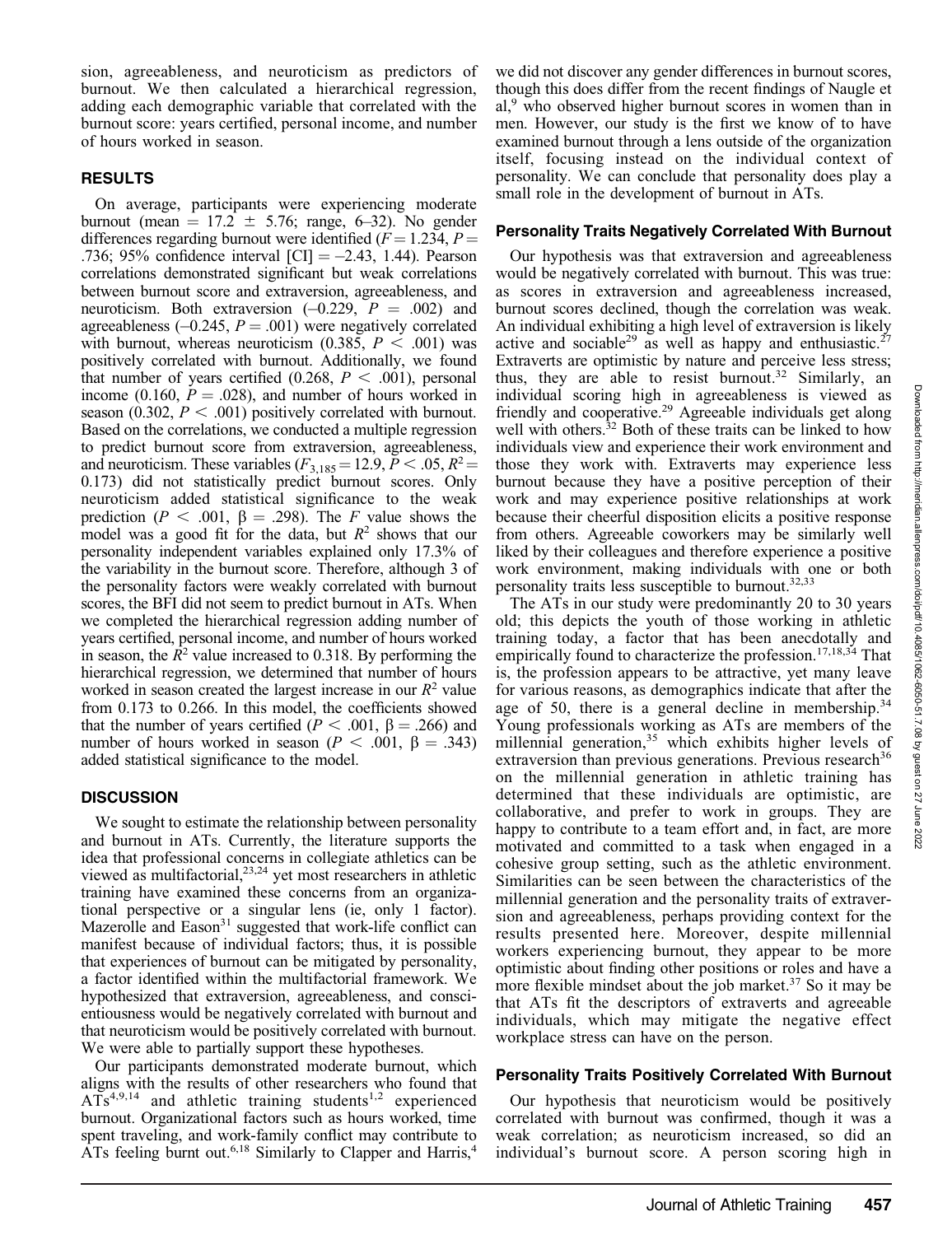sion, agreeableness, and neuroticism as predictors of burnout. We then calculated a hierarchical regression, adding each demographic variable that correlated with the burnout score: years certified, personal income, and number of hours worked in season.

## RESULTS

On average, participants were experiencing moderate burnout (mean = 17.2 ± 5.76; range, 6–32). No gender differences regarding burnout were identified ($F = 1.234$, $P = .736$; 95% confidence interval [CI] = –2.43, 1.44). Pearson correlations demonstrated significant but weak correlations between burnout score and extraversion, agreeableness, and neuroticism. Both extraversion (–0.229, $P = .002$) and agreeableness (–0.245, $P = .001$) were negatively correlated with burnout, whereas neuroticism (0.385, $P < .001$) was positively correlated with burnout. Additionally, we found that number of years certified (0.268, $P < .001$), personal income (0.160, $P = .028$), and number of hours worked in season (0.302, $P < .001$) positively correlated with burnout. Based on the correlations, we conducted a multiple regression to predict burnout score from extraversion, agreeableness, and neuroticism. These variables ($F_{3,185} = 12.9$, $P < .05$, $R^2 = 0.173$) did not statistically predict burnout scores. Only neuroticism added statistical significance to the weak prediction ($P < .001$, $\beta = .298$). The $F$ value shows the model was a good fit for the data, but $R^2$ shows that our personality independent variables explained only 17.3% of the variability in the burnout score. Therefore, although 3 of the personality factors were weakly correlated with burnout scores, the BFI did not seem to predict burnout in ATs. When we completed the hierarchical regression adding number of years certified, personal income, and number of hours worked in season, the $R^2$ value increased to 0.318. By performing the hierarchical regression, we determined that number of hours worked in season created the largest increase in our $R^2$ value from 0.173 to 0.266. In this model, the coefficients showed that the number of years certified ($P < .001$, $\beta = .266$) and number of hours worked in season ($P < .001$, $\beta = .343$) added statistical significance to the model.

## DISCUSSION

We sought to estimate the relationship between personality and burnout in ATs. Currently, the literature supports the idea that professional concerns in collegiate athletics can be viewed as multifactorial,[23,24] yet most researchers in athletic training have examined these concerns from an organizational perspective or a singular lens (ie, only 1 factor). Mazerolle and Eason[31] suggested that work-life conflict can manifest because of individual factors; thus, it is possible that experiences of burnout can be mitigated by personality, a factor identified within the multifactorial framework. We hypothesized that extraversion, agreeableness, and conscientiousness would be negatively correlated with burnout and that neuroticism would be positively correlated with burnout. We were able to partially support these hypotheses.

Our participants demonstrated moderate burnout, which aligns with the results of other researchers who found that ATs[4,9,14] and athletic training students[1,2] experienced burnout. Organizational factors such as hours worked, time spent traveling, and work-family conflict may contribute to ATs feeling burnt out.[6,18] Similarly to Clapper and Harris,[4] we did not discover any gender differences in burnout scores, though this does differ from the recent findings of Naugle et al,[9] who observed higher burnout scores in women than in men. However, our study is the first we know of to have examined burnout through a lens outside of the organization itself, focusing instead on the individual context of personality. We can conclude that personality does play a small role in the development of burnout in ATs.

### Personality Traits Negatively Correlated With Burnout

Our hypothesis was that extraversion and agreeableness would be negatively correlated with burnout. This was true: as scores in extraversion and agreeableness increased, burnout scores declined, though the correlation was weak. An individual exhibiting a high level of extraversion is likely active and sociable[29] as well as happy and enthusiastic.[27] Extraverts are optimistic by nature and perceive less stress; thus, they are able to resist burnout.[32] Similarly, an individual scoring high in agreeableness is viewed as friendly and cooperative.[29] Agreeable individuals get along well with others.[32] Both of these traits can be linked to how individuals view and experience their work environment and those they work with. Extraverts may experience less burnout because they have a positive perception of their work and may experience positive relationships at work because their cheerful disposition elicits a positive response from others. Agreeable coworkers may be similarly well liked by their colleagues and therefore experience a positive work environment, making individuals with one or both personality traits less susceptible to burnout.[32,33]

The ATs in our study were predominantly 20 to 30 years old; this depicts the youth of those working in athletic training today, a factor that has been anecdotally and empirically found to characterize the profession.[17,18,34] That is, the profession appears to be attractive, yet many leave for various reasons, as demographics indicate that after the age of 50, there is a general decline in membership.[34] Young professionals working as ATs are members of the millennial generation,[35] which exhibits higher levels of extraversion than previous generations. Previous research[36] on the millennial generation in athletic training has determined that these individuals are optimistic, are collaborative, and prefer to work in groups. They are happy to contribute to a team effort and, in fact, are more motivated and committed to a task when engaged in a cohesive group setting, such as the athletic environment. Similarities can be seen between the characteristics of the millennial generation and the personality traits of extraversion and agreeableness, perhaps providing context for the results presented here. Moreover, despite millennial workers experiencing burnout, they appear to be more optimistic about finding other positions or roles and have a more flexible mindset about the job market.[37] So it may be that ATs fit the descriptors of extraverts and agreeable individuals, which may mitigate the negative effect workplace stress can have on the person.

### Personality Traits Positively Correlated With Burnout

Our hypothesis that neuroticism would be positively correlated with burnout was confirmed, though it was a weak correlation; as neuroticism increased, so did an individual's burnout score. A person scoring high in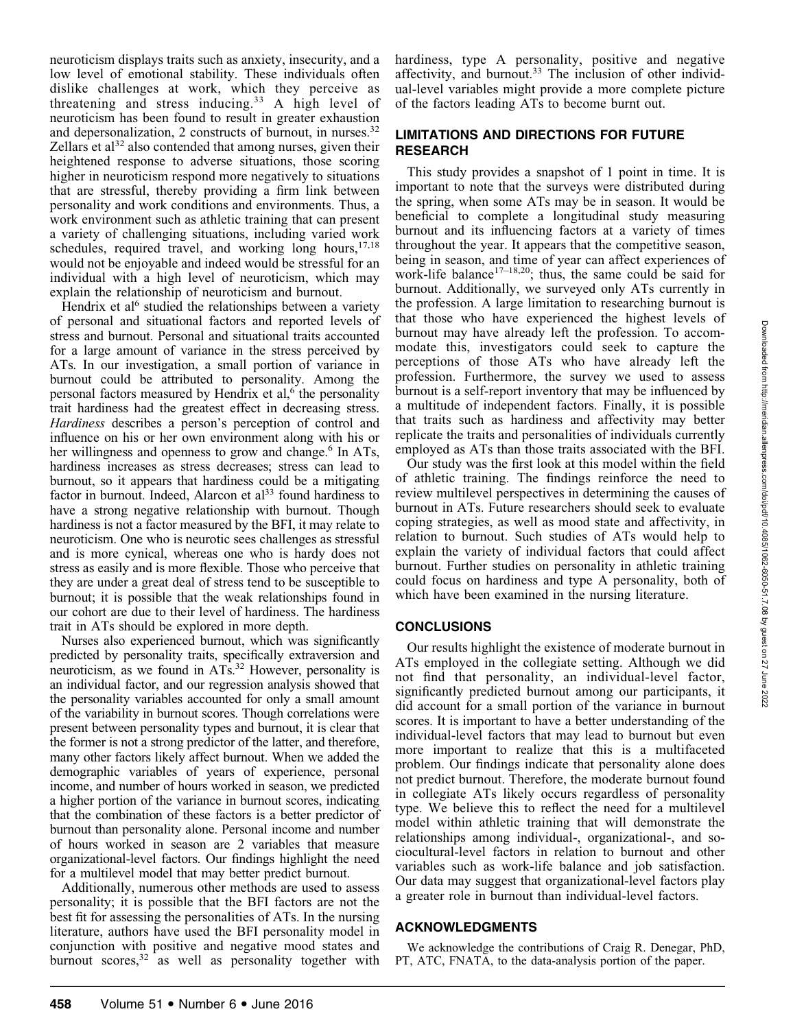neuroticism displays traits such as anxiety, insecurity, and a low level of emotional stability. These individuals often dislike challenges at work, which they perceive as threatening and stress inducing.[33] A high level of neuroticism has been found to result in greater exhaustion and depersonalization, 2 constructs of burnout, in nurses.[32] Zellars et al[32] also contended that among nurses, given their heightened response to adverse situations, those scoring higher in neuroticism respond more negatively to situations that are stressful, thereby providing a firm link between personality and work conditions and environments. Thus, a work environment such as athletic training that can present a variety of challenging situations, including varied work schedules, required travel, and working long hours,[17,18] would not be enjoyable and indeed would be stressful for an individual with a high level of neuroticism, which may explain the relationship of neuroticism and burnout.

Hendrix et al[6] studied the relationships between a variety of personal and situational factors and reported levels of stress and burnout. Personal and situational traits accounted for a large amount of variance in the stress perceived by ATs. In our investigation, a small portion of variance in burnout could be attributed to personality. Among the personal factors measured by Hendrix et al,[6] the personality trait hardiness had the greatest effect in decreasing stress. *Hardiness* describes a person's perception of control and influence on his or her own environment along with his or her willingness and openness to grow and change.[6] In ATs, hardiness increases as stress decreases; stress can lead to burnout, so it appears that hardiness could be a mitigating factor in burnout. Indeed, Alarcon et al[33] found hardiness to have a strong negative relationship with burnout. Though hardiness is not a factor measured by the BFI, it may relate to neuroticism. One who is neurotic sees challenges as stressful and is more cynical, whereas one who is hardy does not stress as easily and is more flexible. Those who perceive that they are under a great deal of stress tend to be susceptible to burnout; it is possible that the weak relationships found in our cohort are due to their level of hardiness. The hardiness trait in ATs should be explored in more depth.

Nurses also experienced burnout, which was significantly predicted by personality traits, specifically extraversion and neuroticism, as we found in ATs.[32] However, personality is an individual factor, and our regression analysis showed that the personality variables accounted for only a small amount of the variability in burnout scores. Though correlations were present between personality types and burnout, it is clear that the former is not a strong predictor of the latter, and therefore, many other factors likely affect burnout. When we added the demographic variables of years of experience, personal income, and number of hours worked in season, we predicted a higher portion of the variance in burnout scores, indicating that the combination of these factors is a better predictor of burnout than personality alone. Personal income and number of hours worked in season are 2 variables that measure organizational-level factors. Our findings highlight the need for a multilevel model that may better predict burnout.

Additionally, numerous other methods are used to assess personality; it is possible that the BFI factors are not the best fit for assessing the personalities of ATs. In the nursing literature, authors have used the BFI personality model in conjunction with positive and negative mood states and burnout scores,[32] as well as personality together with hardiness, type A personality, positive and negative affectivity, and burnout.[33] The inclusion of other individual-level variables might provide a more complete picture of the factors leading ATs to become burnt out.

## LIMITATIONS AND DIRECTIONS FOR FUTURE RESEARCH

This study provides a snapshot of 1 point in time. It is important to note that the surveys were distributed during the spring, when some ATs may be in season. It would be beneficial to complete a longitudinal study measuring burnout and its influencing factors at a variety of times throughout the year. It appears that the competitive season, being in season, and time of year can affect experiences of work-life balance[17–18,20]; thus, the same could be said for burnout. Additionally, we surveyed only ATs currently in the profession. A large limitation to researching burnout is that those who have experienced the highest levels of burnout may have already left the profession. To accommodate this, investigators could seek to capture the perceptions of those ATs who have already left the profession. Furthermore, the survey we used to assess burnout is a self-report inventory that may be influenced by a multitude of independent factors. Finally, it is possible that traits such as hardiness and affectivity may better replicate the traits and personalities of individuals currently employed as ATs than those traits associated with the BFI.

Our study was the first look at this model within the field of athletic training. The findings reinforce the need to review multilevel perspectives in determining the causes of burnout in ATs. Future researchers should seek to evaluate coping strategies, as well as mood state and affectivity, in relation to burnout. Such studies of ATs would help to explain the variety of individual factors that could affect burnout. Further studies on personality in athletic training could focus on hardiness and type A personality, both of which have been examined in the nursing literature.

## CONCLUSIONS

Our results highlight the existence of moderate burnout in ATs employed in the collegiate setting. Although we did not find that personality, an individual-level factor, significantly predicted burnout among our participants, it did account for a small portion of the variance in burnout scores. It is important to have a better understanding of the individual-level factors that may lead to burnout but even more important to realize that this is a multifaceted problem. Our findings indicate that personality alone does not predict burnout. Therefore, the moderate burnout found in collegiate ATs likely occurs regardless of personality type. We believe this to reflect the need for a multilevel model within athletic training that will demonstrate the relationships among individual-, organizational-, and sociocultural-level factors in relation to burnout and other variables such as work-life balance and job satisfaction. Our data may suggest that organizational-level factors play a greater role in burnout than individual-level factors.

## ACKNOWLEDGMENTS

We acknowledge the contributions of Craig R. Denegar, PhD, PT, ATC, FNATA, to the data-analysis portion of the paper.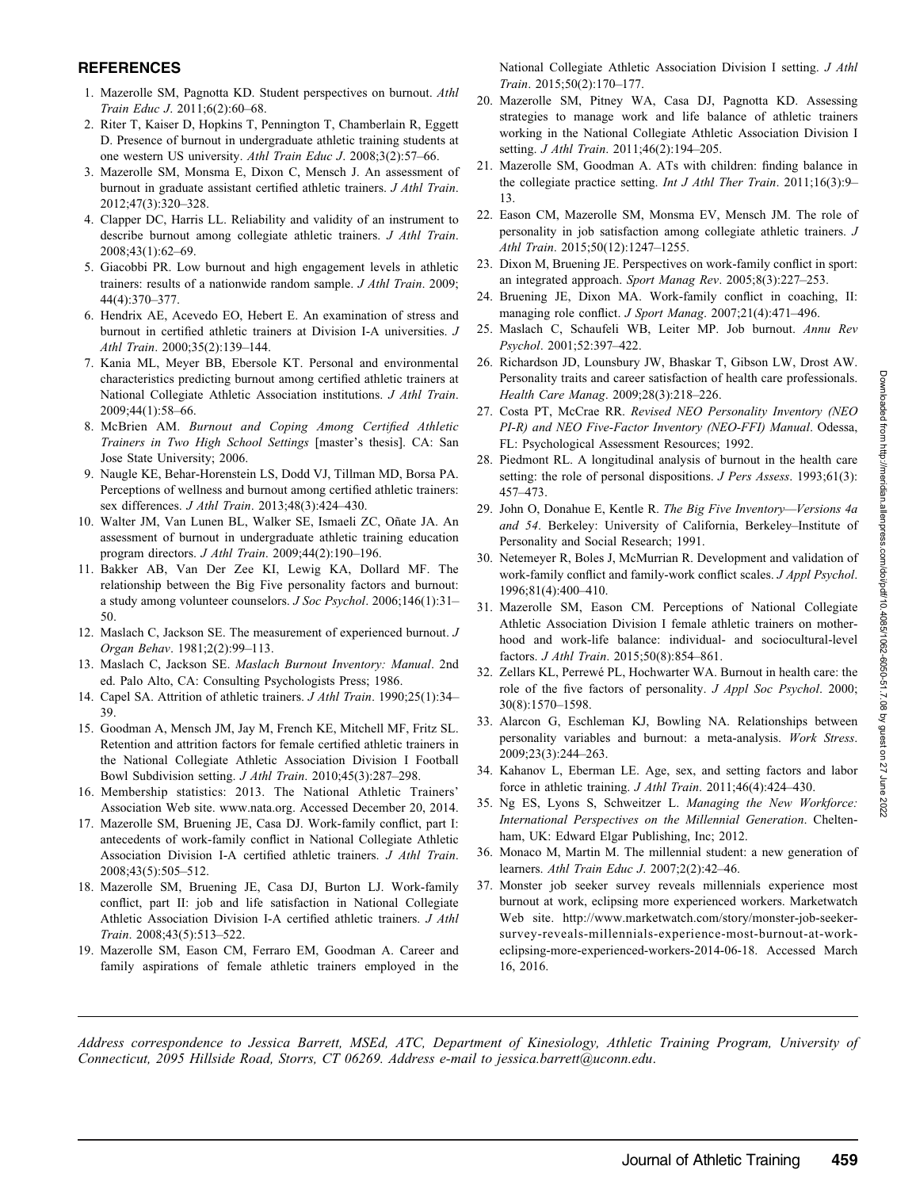## REFERENCES

1. Mazerolle SM, Pagnotta KD. Student perspectives on burnout. *Athl Train Educ J*. 2011;6(2):60–68.
2. Riter T, Kaiser D, Hopkins T, Pennington T, Chamberlain R, Eggett D. Presence of burnout in undergraduate athletic training students at one western US university. *Athl Train Educ J*. 2008;3(2):57–66.
3. Mazerolle SM, Monsma E, Dixon C, Mensch J. An assessment of burnout in graduate assistant certified athletic trainers. *J Athl Train*. 2012;47(3):320–328.
4. Clapper DC, Harris LL. Reliability and validity of an instrument to describe burnout among collegiate athletic trainers. *J Athl Train*. 2008;43(1):62–69.
5. Giacobbi PR. Low burnout and high engagement levels in athletic trainers: results of a nationwide random sample. *J Athl Train*. 2009; 44(4):370–377.
6. Hendrix AE, Acevedo EO, Hebert E. An examination of stress and burnout in certified athletic trainers at Division I-A universities. *J Athl Train*. 2000;35(2):139–144.
7. Kania ML, Meyer BB, Ebersole KT. Personal and environmental characteristics predicting burnout among certified athletic trainers at National Collegiate Athletic Association institutions. *J Athl Train*. 2009;44(1):58–66.
8. McBrien AM. *Burnout and Coping Among Certified Athletic Trainers in Two High School Settings* [master's thesis]. CA: San Jose State University; 2006.
9. Naugle KE, Behar-Horenstein LS, Dodd VJ, Tillman MD, Borsa PA. Perceptions of wellness and burnout among certified athletic trainers: sex differences. *J Athl Train*. 2013;48(3):424–430.
10. Walter JM, Van Lunen BL, Walker SE, Ismaeli ZC, Oñate JA. An assessment of burnout in undergraduate athletic training education program directors. *J Athl Train*. 2009;44(2):190–196.
11. Bakker AB, Van Der Zee KI, Lewig KA, Dollard MF. The relationship between the Big Five personality factors and burnout: a study among volunteer counselors. *J Soc Psychol*. 2006;146(1):31–50.
12. Maslach C, Jackson SE. The measurement of experienced burnout. *J Organ Behav*. 1981;2(2):99–113.
13. Maslach C, Jackson SE. *Maslach Burnout Inventory: Manual*. 2nd ed. Palo Alto, CA: Consulting Psychologists Press; 1986.
14. Capel SA. Attrition of athletic trainers. *J Athl Train*. 1990;25(1):34–39.
15. Goodman A, Mensch JM, Jay M, French KE, Mitchell MF, Fritz SL. Retention and attrition factors for female certified athletic trainers in the National Collegiate Athletic Association Division I Football Bowl Subdivision setting. *J Athl Train*. 2010;45(3):287–298.
16. Membership statistics: 2013. The National Athletic Trainers' Association Web site. www.nata.org. Accessed December 20, 2014.
17. Mazerolle SM, Bruening JE, Casa DJ. Work-family conflict, part I: antecedents of work-family conflict in National Collegiate Athletic Association Division I-A certified athletic trainers. *J Athl Train*. 2008;43(5):505–512.
18. Mazerolle SM, Bruening JE, Casa DJ, Burton LJ. Work-family conflict, part II: job and life satisfaction in National Collegiate Athletic Association Division I-A certified athletic trainers. *J Athl Train*. 2008;43(5):513–522.
19. Mazerolle SM, Eason CM, Ferraro EM, Goodman A. Career and family aspirations of female athletic trainers employed in the National Collegiate Athletic Association Division I setting. *J Athl Train*. 2015;50(2):170–177.
20. Mazerolle SM, Pitney WA, Casa DJ, Pagnotta KD. Assessing strategies to manage work and life balance of athletic trainers working in the National Collegiate Athletic Association Division I setting. *J Athl Train*. 2011;46(2):194–205.
21. Mazerolle SM, Goodman A. ATs with children: finding balance in the collegiate practice setting. *Int J Athl Ther Train*. 2011;16(3):9–13.
22. Eason CM, Mazerolle SM, Monsma EV, Mensch JM. The role of personality in job satisfaction among collegiate athletic trainers. *J Athl Train*. 2015;50(12):1247–1255.
23. Dixon M, Bruening JE. Perspectives on work-family conflict in sport: an integrated approach. *Sport Manag Rev*. 2005;8(3):227–253.
24. Bruening JE, Dixon MA. Work-family conflict in coaching, II: managing role conflict. *J Sport Manag*. 2007;21(4):471–496.
25. Maslach C, Schaufeli WB, Leiter MP. Job burnout. *Annu Rev Psychol*. 2001;52:397–422.
26. Richardson JD, Lounsbury JW, Bhaskar T, Gibson LW, Drost AW. Personality traits and career satisfaction of health care professionals. *Health Care Manag*. 2009;28(3):218–226.
27. Costa PT, McCrae RR. *Revised NEO Personality Inventory (NEO PI-R) and NEO Five-Factor Inventory (NEO-FFI) Manual*. Odessa, FL: Psychological Assessment Resources; 1992.
28. Piedmont RL. A longitudinal analysis of burnout in the health care setting: the role of personal dispositions. *J Pers Assess*. 1993;61(3): 457–473.
29. John O, Donahue E, Kentle R. *The Big Five Inventory—Versions 4a and 54*. Berkeley: University of California, Berkeley–Institute of Personality and Social Research; 1991.
30. Netemeyer R, Boles J, McMurrian R. Development and validation of work-family conflict and family-work conflict scales. *J Appl Psychol*. 1996;81(4):400–410.
31. Mazerolle SM, Eason CM. Perceptions of National Collegiate Athletic Association Division I female athletic trainers on motherhood and work-life balance: individual- and sociocultural-level factors. *J Athl Train*. 2015;50(8):854–861.
32. Zellars KL, Perrewé PL, Hochwarter WA. Burnout in health care: the role of the five factors of personality. *J Appl Soc Psychol*. 2000; 30(8):1570–1598.
33. Alarcon G, Eschleman KJ, Bowling NA. Relationships between personality variables and burnout: a meta-analysis. *Work Stress*. 2009;23(3):244–263.
34. Kahanov L, Eberman LE. Age, sex, and setting factors and labor force in athletic training. *J Athl Train*. 2011;46(4):424–430.
35. Ng ES, Lyons S, Schweitzer L. *Managing the New Workforce: International Perspectives on the Millennial Generation*. Cheltenham, UK: Edward Elgar Publishing, Inc; 2012.
36. Monaco M, Martin M. The millennial student: a new generation of learners. *Athl Train Educ J*. 2007;2(2):42–46.
37. Monster job seeker survey reveals millennials experience most burnout at work, eclipsing more experienced workers. Marketwatch Web site. http://www.marketwatch.com/story/monster-job-seeker-survey-reveals-millennials-experience-most-burnout-at-work-eclipsing-more-experienced-workers-2014-06-18. Accessed March 16, 2016.

---

*Address correspondence to Jessica Barrett, MSEd, ATC, Department of Kinesiology, Athletic Training Program, University of Connecticut, 2095 Hillside Road, Storrs, CT 06269. Address e-mail to jessica.barrett@uconn.edu.*